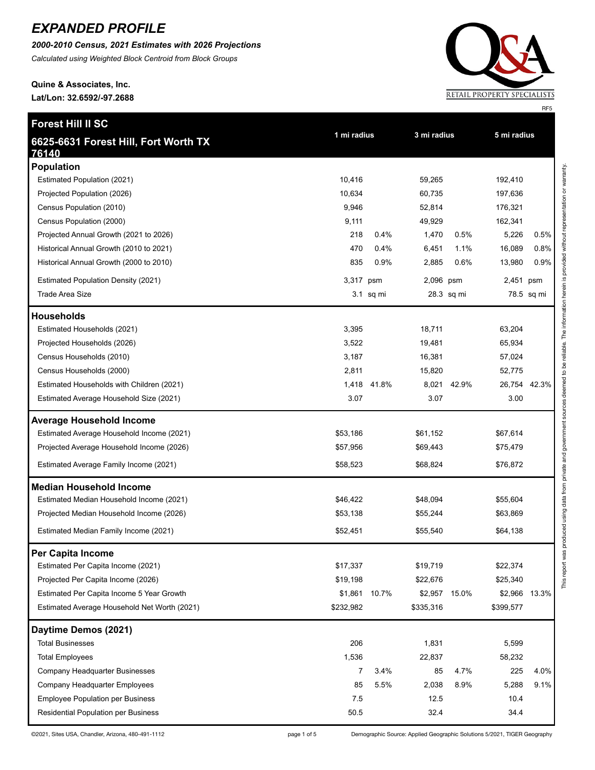# EXPANDED PROFILE

***2000-2010 Census, 2021 Estimates with 2026 Projections***

*Calculated using Weighted Block Centroid from Block Groups*

**Quine & Associates, Inc.**

**Lat/Lon: 32.6592/-97.2688**

RF5

| **Forest Hill II SC** 6625-6631 Forest Hill, Fort Worth TX 76140 | 1 mi radius | | 3 mi radius | | 5 mi radius | |
|---|---|---|---|---|---|---|
| **Population** | | | | | | |
| Estimated Population (2021) | 10,416 | | 59,265 | | 192,410 | |
| Projected Population (2026) | 10,634 | | 60,735 | | 197,636 | |
| Census Population (2010) | 9,946 | | 52,814 | | 176,321 | |
| Census Population (2000) | 9,111 | | 49,929 | | 162,341 | |
| Projected Annual Growth (2021 to 2026) | 218 | 0.4% | 1,470 | 0.5% | 5,226 | 0.5% |
| Historical Annual Growth (2010 to 2021) | 470 | 0.4% | 6,451 | 1.1% | 16,089 | 0.8% |
| Historical Annual Growth (2000 to 2010) | 835 | 0.9% | 2,885 | 0.6% | 13,980 | 0.9% |
| Estimated Population Density (2021) | 3,317 | psm | 2,096 | psm | 2,451 | psm |
| Trade Area Size | 3.1 | sq mi | 28.3 | sq mi | 78.5 | sq mi |
| **Households** | | | | | | |
| Estimated Households (2021) | 3,395 | | 18,711 | | 63,204 | |
| Projected Households (2026) | 3,522 | | 19,481 | | 65,934 | |
| Census Households (2010) | 3,187 | | 16,381 | | 57,024 | |
| Census Households (2000) | 2,811 | | 15,820 | | 52,775 | |
| Estimated Households with Children (2021) | 1,418 | 41.8% | 8,021 | 42.9% | 26,754 | 42.3% |
| Estimated Average Household Size (2021) | 3.07 | | 3.07 | | 3.00 | |
| **Average Household Income** | | | | | | |
| Estimated Average Household Income (2021) | $53,186 | | $61,152 | | $67,614 | |
| Projected Average Household Income (2026) | $57,956 | | $69,443 | | $75,479 | |
| Estimated Average Family Income (2021) | $58,523 | | $68,824 | | $76,872 | |
| **Median Household Income** | | | | | | |
| Estimated Median Household Income (2021) | $46,422 | | $48,094 | | $55,604 | |
| Projected Median Household Income (2026) | $53,138 | | $55,244 | | $63,869 | |
| Estimated Median Family Income (2021) | $52,451 | | $55,540 | | $64,138 | |
| **Per Capita Income** | | | | | | |
| Estimated Per Capita Income (2021) | $17,337 | | $19,719 | | $22,374 | |
| Projected Per Capita Income (2026) | $19,198 | | $22,676 | | $25,340 | |
| Estimated Per Capita Income 5 Year Growth | $1,861 | 10.7% | $2,957 | 15.0% | $2,966 | 13.3% |
| Estimated Average Household Net Worth (2021) | $232,982 | | $335,316 | | $399,577 | |
| **Daytime Demos (2021)** | | | | | | |
| Total Businesses | 206 | | 1,831 | | 5,599 | |
| Total Employees | 1,536 | | 22,837 | | 58,232 | |
| Company Headquarter Businesses | 7 | 3.4% | 85 | 4.7% | 225 | 4.0% |
| Company Headquarter Employees | 85 | 5.5% | 2,038 | 8.9% | 5,288 | 9.1% |
| Employee Population per Business | 7.5 | | 12.5 | | 10.4 | |
| Residential Population per Business | 50.5 | | 32.4 | | 34.4 | |

This report was produced using data from private and government sources deemed to be reliable. The information herein is provided without representation or warranty.

©2021, Sites USA, Chandler, Arizona, 480-491-1112

Demographic Source: Applied Geographic Solutions 5/2021, TIGER Geography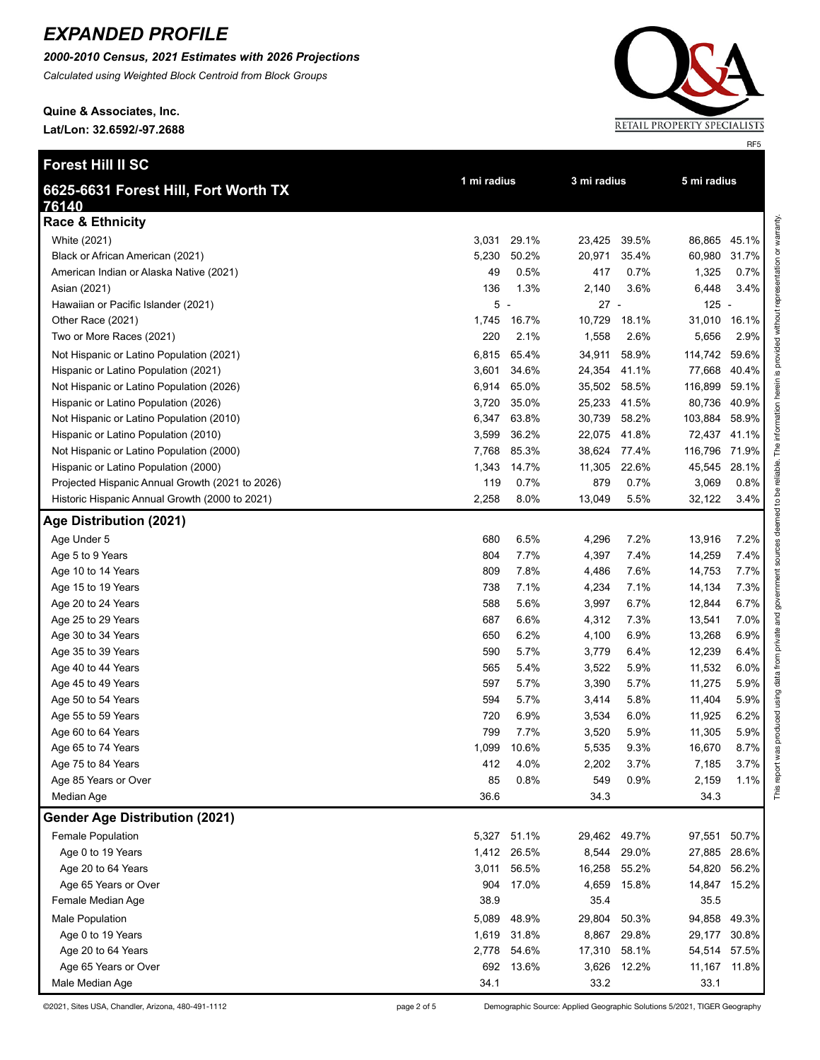# EXPANDED PROFILE

***2000-2010 Census, 2021 Estimates with 2026 Projections***

*Calculated using Weighted Block Centroid from Block Groups*

**Quine & Associates, Inc.**

**Lat/Lon: 32.6592/-97.2688**

RETAIL PROPERTY SPECIALISTS

RF5

## Forest Hill II SC

## 6625-6631 Forest Hill, Fort Worth TX 76140

| | 1 mi radius | | 3 mi radius | | 5 mi radius | |
|---|---|---|---|---|---|---|
| **Race & Ethnicity** | | | | | | |
| White (2021) | 3,031 | 29.1% | 23,425 | 39.5% | 86,865 | 45.1% |
| Black or African American (2021) | 5,230 | 50.2% | 20,971 | 35.4% | 60,980 | 31.7% |
| American Indian or Alaska Native (2021) | 49 | 0.5% | 417 | 0.7% | 1,325 | 0.7% |
| Asian (2021) | 136 | 1.3% | 2,140 | 3.6% | 6,448 | 3.4% |
| Hawaiian or Pacific Islander (2021) | 5 | - | 27 | - | 125 | - |
| Other Race (2021) | 1,745 | 16.7% | 10,729 | 18.1% | 31,010 | 16.1% |
| Two or More Races (2021) | 220 | 2.1% | 1,558 | 2.6% | 5,656 | 2.9% |
| Not Hispanic or Latino Population (2021) | 6,815 | 65.4% | 34,911 | 58.9% | 114,742 | 59.6% |
| Hispanic or Latino Population (2021) | 3,601 | 34.6% | 24,354 | 41.1% | 77,668 | 40.4% |
| Not Hispanic or Latino Population (2026) | 6,914 | 65.0% | 35,502 | 58.5% | 116,899 | 59.1% |
| Hispanic or Latino Population (2026) | 3,720 | 35.0% | 25,233 | 41.5% | 80,736 | 40.9% |
| Not Hispanic or Latino Population (2010) | 6,347 | 63.8% | 30,739 | 58.2% | 103,884 | 58.9% |
| Hispanic or Latino Population (2010) | 3,599 | 36.2% | 22,075 | 41.8% | 72,437 | 41.1% |
| Not Hispanic or Latino Population (2000) | 7,768 | 85.3% | 38,624 | 77.4% | 116,796 | 71.9% |
| Hispanic or Latino Population (2000) | 1,343 | 14.7% | 11,305 | 22.6% | 45,545 | 28.1% |
| Projected Hispanic Annual Growth (2021 to 2026) | 119 | 0.7% | 879 | 0.7% | 3,069 | 0.8% |
| Historic Hispanic Annual Growth (2000 to 2021) | 2,258 | 8.0% | 13,049 | 5.5% | 32,122 | 3.4% |
| **Age Distribution (2021)** | | | | | | |
| Age Under 5 | 680 | 6.5% | 4,296 | 7.2% | 13,916 | 7.2% |
| Age 5 to 9 Years | 804 | 7.7% | 4,397 | 7.4% | 14,259 | 7.4% |
| Age 10 to 14 Years | 809 | 7.8% | 4,486 | 7.6% | 14,753 | 7.7% |
| Age 15 to 19 Years | 738 | 7.1% | 4,234 | 7.1% | 14,134 | 7.3% |
| Age 20 to 24 Years | 588 | 5.6% | 3,997 | 6.7% | 12,844 | 6.7% |
| Age 25 to 29 Years | 687 | 6.6% | 4,312 | 7.3% | 13,541 | 7.0% |
| Age 30 to 34 Years | 650 | 6.2% | 4,100 | 6.9% | 13,268 | 6.9% |
| Age 35 to 39 Years | 590 | 5.7% | 3,779 | 6.4% | 12,239 | 6.4% |
| Age 40 to 44 Years | 565 | 5.4% | 3,522 | 5.9% | 11,532 | 6.0% |
| Age 45 to 49 Years | 597 | 5.7% | 3,390 | 5.7% | 11,275 | 5.9% |
| Age 50 to 54 Years | 594 | 5.7% | 3,414 | 5.8% | 11,404 | 5.9% |
| Age 55 to 59 Years | 720 | 6.9% | 3,534 | 6.0% | 11,925 | 6.2% |
| Age 60 to 64 Years | 799 | 7.7% | 3,520 | 5.9% | 11,305 | 5.9% |
| Age 65 to 74 Years | 1,099 | 10.6% | 5,535 | 9.3% | 16,670 | 8.7% |
| Age 75 to 84 Years | 412 | 4.0% | 2,202 | 3.7% | 7,185 | 3.7% |
| Age 85 Years or Over | 85 | 0.8% | 549 | 0.9% | 2,159 | 1.1% |
| Median Age | 36.6 | | 34.3 | | 34.3 | |
| **Gender Age Distribution (2021)** | | | | | | |
| Female Population | 5,327 | 51.1% | 29,462 | 49.7% | 97,551 | 50.7% |
| Age 0 to 19 Years | 1,412 | 26.5% | 8,544 | 29.0% | 27,885 | 28.6% |
| Age 20 to 64 Years | 3,011 | 56.5% | 16,258 | 55.2% | 54,820 | 56.2% |
| Age 65 Years or Over | 904 | 17.0% | 4,659 | 15.8% | 14,847 | 15.2% |
| Female Median Age | 38.9 | | 35.4 | | 35.5 | |
| Male Population | 5,089 | 48.9% | 29,804 | 50.3% | 94,858 | 49.3% |
| Age 0 to 19 Years | 1,619 | 31.8% | 8,867 | 29.8% | 29,177 | 30.8% |
| Age 20 to 64 Years | 2,778 | 54.6% | 17,310 | 58.1% | 54,514 | 57.5% |
| Age 65 Years or Over | 692 | 13.6% | 3,626 | 12.2% | 11,167 | 11.8% |
| Male Median Age | 34.1 | | 33.2 | | 33.1 | |

This report was produced using data from private and government sources deemed to be reliable. The information herein is provided without representation or warranty.

©2021, Sites USA, Chandler, Arizona, 480-491-1112

Demographic Source: Applied Geographic Solutions 5/2021, TIGER Geography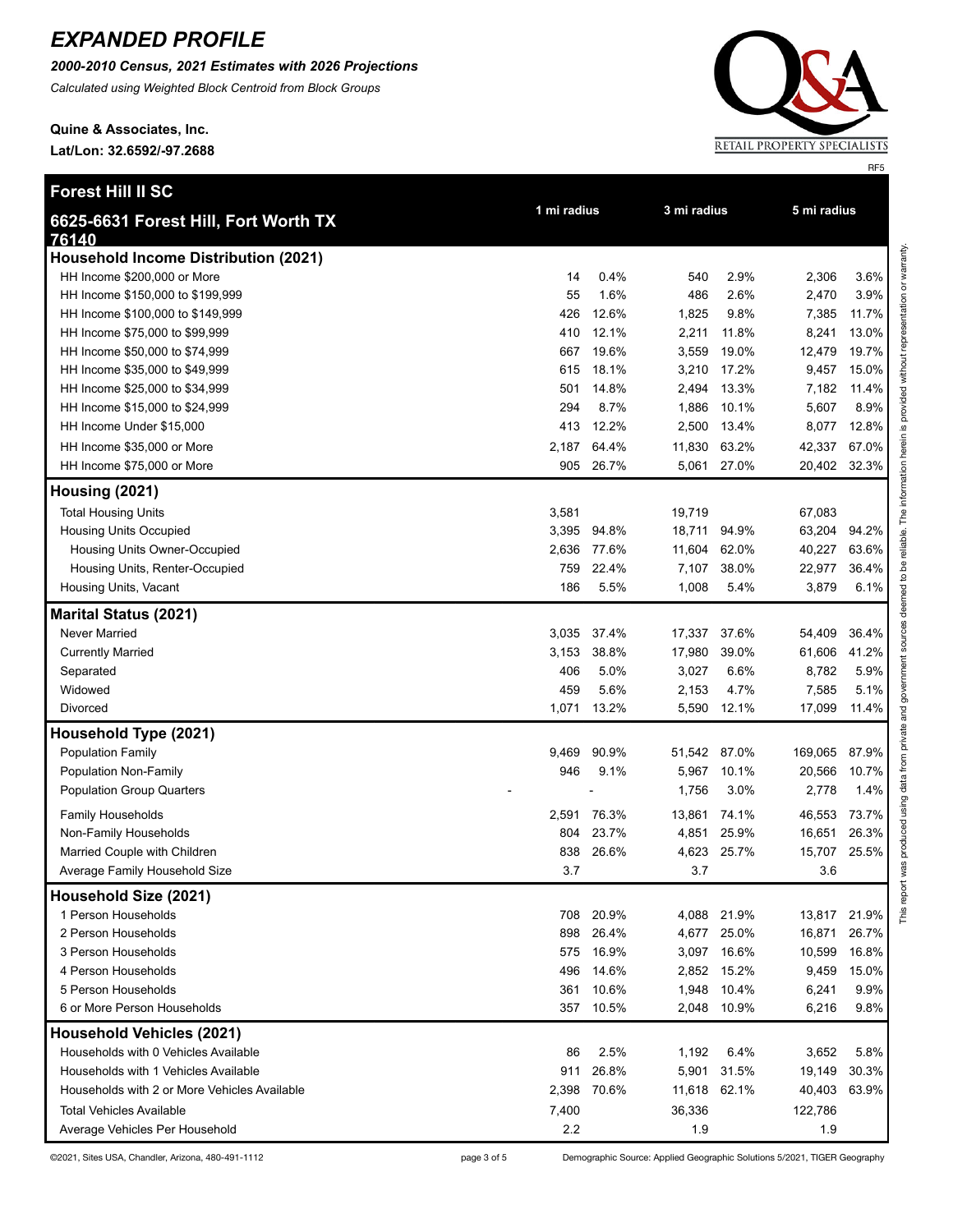# *EXPANDED PROFILE*

***2000-2010 Census, 2021 Estimates with 2026 Projections***

*Calculated using Weighted Block Centroid from Block Groups*

**Quine & Associates, Inc.**

**Lat/Lon: 32.6592/-97.2688**

RF5

## Forest Hill II SC

## 6625-6631 Forest Hill, Fort Worth TX 76140

| | 1 mi radius | | 3 mi radius | | 5 mi radius | |
|---|---|---|---|---|---|---|
| **Household Income Distribution (2021)** | | | | | | |
| HH Income $200,000 or More | 14 | 0.4% | 540 | 2.9% | 2,306 | 3.6% |
| HH Income $150,000 to $199,999 | 55 | 1.6% | 486 | 2.6% | 2,470 | 3.9% |
| HH Income $100,000 to $149,999 | 426 | 12.6% | 1,825 | 9.8% | 7,385 | 11.7% |
| HH Income $75,000 to $99,999 | 410 | 12.1% | 2,211 | 11.8% | 8,241 | 13.0% |
| HH Income $50,000 to $74,999 | 667 | 19.6% | 3,559 | 19.0% | 12,479 | 19.7% |
| HH Income $35,000 to $49,999 | 615 | 18.1% | 3,210 | 17.2% | 9,457 | 15.0% |
| HH Income $25,000 to $34,999 | 501 | 14.8% | 2,494 | 13.3% | 7,182 | 11.4% |
| HH Income $15,000 to $24,999 | 294 | 8.7% | 1,886 | 10.1% | 5,607 | 8.9% |
| HH Income Under $15,000 | 413 | 12.2% | 2,500 | 13.4% | 8,077 | 12.8% |
| HH Income $35,000 or More | 2,187 | 64.4% | 11,830 | 63.2% | 42,337 | 67.0% |
| HH Income $75,000 or More | 905 | 26.7% | 5,061 | 27.0% | 20,402 | 32.3% |
| **Housing (2021)** | | | | | | |
| Total Housing Units | 3,581 | | 19,719 | | 67,083 | |
| Housing Units Occupied | 3,395 | 94.8% | 18,711 | 94.9% | 63,204 | 94.2% |
| Housing Units Owner-Occupied | 2,636 | 77.6% | 11,604 | 62.0% | 40,227 | 63.6% |
| Housing Units, Renter-Occupied | 759 | 22.4% | 7,107 | 38.0% | 22,977 | 36.4% |
| Housing Units, Vacant | 186 | 5.5% | 1,008 | 5.4% | 3,879 | 6.1% |
| **Marital Status (2021)** | | | | | | |
| Never Married | 3,035 | 37.4% | 17,337 | 37.6% | 54,409 | 36.4% |
| Currently Married | 3,153 | 38.8% | 17,980 | 39.0% | 61,606 | 41.2% |
| Separated | 406 | 5.0% | 3,027 | 6.6% | 8,782 | 5.9% |
| Widowed | 459 | 5.6% | 2,153 | 4.7% | 7,585 | 5.1% |
| Divorced | 1,071 | 13.2% | 5,590 | 12.1% | 17,099 | 11.4% |
| **Household Type (2021)** | | | | | | |
| Population Family | 9,469 | 90.9% | 51,542 | 87.0% | 169,065 | 87.9% |
| Population Non-Family | 946 | 9.1% | 5,967 | 10.1% | 20,566 | 10.7% |
| Population Group Quarters | - | - | 1,756 | 3.0% | 2,778 | 1.4% |
| Family Households | 2,591 | 76.3% | 13,861 | 74.1% | 46,553 | 73.7% |
| Non-Family Households | 804 | 23.7% | 4,851 | 25.9% | 16,651 | 26.3% |
| Married Couple with Children | 838 | 26.6% | 4,623 | 25.7% | 15,707 | 25.5% |
| Average Family Household Size | 3.7 | | 3.7 | | 3.6 | |
| **Household Size (2021)** | | | | | | |
| 1 Person Households | 708 | 20.9% | 4,088 | 21.9% | 13,817 | 21.9% |
| 2 Person Households | 898 | 26.4% | 4,677 | 25.0% | 16,871 | 26.7% |
| 3 Person Households | 575 | 16.9% | 3,097 | 16.6% | 10,599 | 16.8% |
| 4 Person Households | 496 | 14.6% | 2,852 | 15.2% | 9,459 | 15.0% |
| 5 Person Households | 361 | 10.6% | 1,948 | 10.4% | 6,241 | 9.9% |
| 6 or More Person Households | 357 | 10.5% | 2,048 | 10.9% | 6,216 | 9.8% |
| **Household Vehicles (2021)** | | | | | | |
| Households with 0 Vehicles Available | 86 | 2.5% | 1,192 | 6.4% | 3,652 | 5.8% |
| Households with 1 Vehicles Available | 911 | 26.8% | 5,901 | 31.5% | 19,149 | 30.3% |
| Households with 2 or More Vehicles Available | 2,398 | 70.6% | 11,618 | 62.1% | 40,403 | 63.9% |
| Total Vehicles Available | 7,400 | | 36,336 | | 122,786 | |
| Average Vehicles Per Household | 2.2 | | 1.9 | | 1.9 | |

This report was produced using data from private and government sources deemed to be reliable. The information herein is provided without representation or warranty.

©2021, Sites USA, Chandler, Arizona, 480-491-1112

Demographic Source: Applied Geographic Solutions 5/2021, TIGER Geography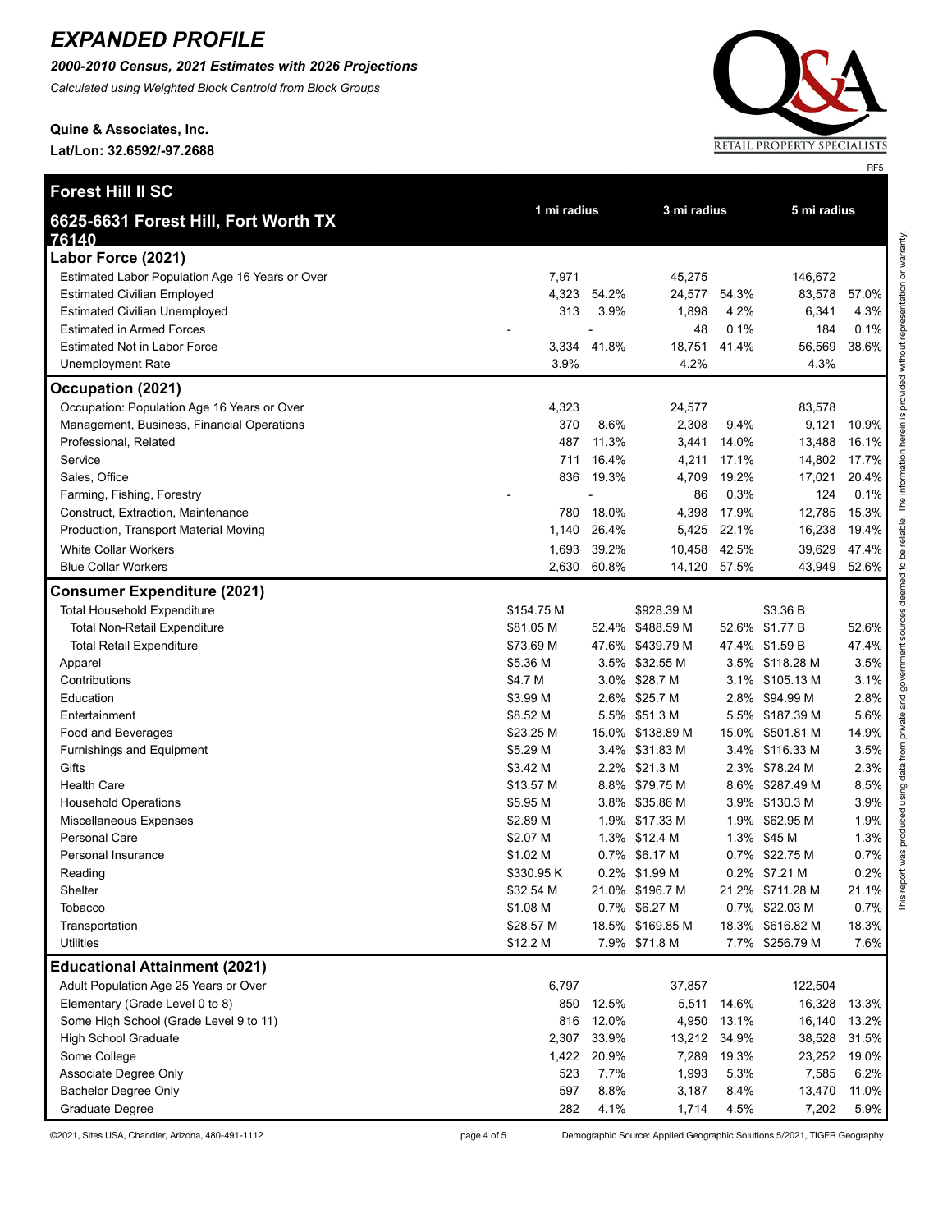# EXPANDED PROFILE

***2000-2010 Census, 2021 Estimates with 2026 Projections***

*Calculated using Weighted Block Centroid from Block Groups*

**Quine & Associates, Inc.**

**Lat/Lon: 32.6592/-97.2688**

RF5

## Forest Hill II SC

### 6625-6631 Forest Hill, Fort Worth TX 76140

| | 1 mi radius | | 3 mi radius | | 5 mi radius | |
|---|---|---|---|---|---|---|
| **Labor Force (2021)** | | | | | | |
| Estimated Labor Population Age 16 Years or Over | 7,971 | | 45,275 | | 146,672 | |
| Estimated Civilian Employed | 4,323 | 54.2% | 24,577 | 54.3% | 83,578 | 57.0% |
| Estimated Civilian Unemployed | 313 | 3.9% | 1,898 | 4.2% | 6,341 | 4.3% |
| Estimated in Armed Forces | - | - | 48 | 0.1% | 184 | 0.1% |
| Estimated Not in Labor Force | 3,334 | 41.8% | 18,751 | 41.4% | 56,569 | 38.6% |
| Unemployment Rate | 3.9% | | 4.2% | | 4.3% | |
| **Occupation (2021)** | | | | | | |
| Occupation: Population Age 16 Years or Over | 4,323 | | 24,577 | | 83,578 | |
| Management, Business, Financial Operations | 370 | 8.6% | 2,308 | 9.4% | 9,121 | 10.9% |
| Professional, Related | 487 | 11.3% | 3,441 | 14.0% | 13,488 | 16.1% |
| Service | 711 | 16.4% | 4,211 | 17.1% | 14,802 | 17.7% |
| Sales, Office | 836 | 19.3% | 4,709 | 19.2% | 17,021 | 20.4% |
| Farming, Fishing, Forestry | - | - | 86 | 0.3% | 124 | 0.1% |
| Construct, Extraction, Maintenance | 780 | 18.0% | 4,398 | 17.9% | 12,785 | 15.3% |
| Production, Transport Material Moving | 1,140 | 26.4% | 5,425 | 22.1% | 16,238 | 19.4% |
| White Collar Workers | 1,693 | 39.2% | 10,458 | 42.5% | 39,629 | 47.4% |
| Blue Collar Workers | 2,630 | 60.8% | 14,120 | 57.5% | 43,949 | 52.6% |
| **Consumer Expenditure (2021)** | | | | | | |
| Total Household Expenditure | $154.75 M | | $928.39 M | | $3.36 B | |
| Total Non-Retail Expenditure | $81.05 M | 52.4% | $488.59 M | 52.6% | $1.77 B | 52.6% |
| Total Retail Expenditure | $73.69 M | 47.6% | $439.79 M | 47.4% | $1.59 B | 47.4% |
| Apparel | $5.36 M | 3.5% | $32.55 M | 3.5% | $118.28 M | 3.5% |
| Contributions | $4.7 M | 3.0% | $28.7 M | 3.1% | $105.13 M | 3.1% |
| Education | $3.99 M | 2.6% | $25.7 M | 2.8% | $94.99 M | 2.8% |
| Entertainment | $8.52 M | 5.5% | $51.3 M | 5.5% | $187.39 M | 5.6% |
| Food and Beverages | $23.25 M | 15.0% | $138.89 M | 15.0% | $501.81 M | 14.9% |
| Furnishings and Equipment | $5.29 M | 3.4% | $31.83 M | 3.4% | $116.33 M | 3.5% |
| Gifts | $3.42 M | 2.2% | $21.3 M | 2.3% | $78.24 M | 2.3% |
| Health Care | $13.57 M | 8.8% | $79.75 M | 8.6% | $287.49 M | 8.5% |
| Household Operations | $5.95 M | 3.8% | $35.86 M | 3.9% | $130.3 M | 3.9% |
| Miscellaneous Expenses | $2.89 M | 1.9% | $17.33 M | 1.9% | $62.95 M | 1.9% |
| Personal Care | $2.07 M | 1.3% | $12.4 M | 1.3% | $45 M | 1.3% |
| Personal Insurance | $1.02 M | 0.7% | $6.17 M | 0.7% | $22.75 M | 0.7% |
| Reading | $330.95 K | 0.2% | $1.99 M | 0.2% | $7.21 M | 0.2% |
| Shelter | $32.54 M | 21.0% | $196.7 M | 21.2% | $711.28 M | 21.1% |
| Tobacco | $1.08 M | 0.7% | $6.27 M | 0.7% | $22.03 M | 0.7% |
| Transportation | $28.57 M | 18.5% | $169.85 M | 18.3% | $616.82 M | 18.3% |
| Utilities | $12.2 M | 7.9% | $71.8 M | 7.7% | $256.79 M | 7.6% |
| **Educational Attainment (2021)** | | | | | | |
| Adult Population Age 25 Years or Over | 6,797 | | 37,857 | | 122,504 | |
| Elementary (Grade Level 0 to 8) | 850 | 12.5% | 5,511 | 14.6% | 16,328 | 13.3% |
| Some High School (Grade Level 9 to 11) | 816 | 12.0% | 4,950 | 13.1% | 16,140 | 13.2% |
| High School Graduate | 2,307 | 33.9% | 13,212 | 34.9% | 38,528 | 31.5% |
| Some College | 1,422 | 20.9% | 7,289 | 19.3% | 23,252 | 19.0% |
| Associate Degree Only | 523 | 7.7% | 1,993 | 5.3% | 7,585 | 6.2% |
| Bachelor Degree Only | 597 | 8.8% | 3,187 | 8.4% | 13,470 | 11.0% |
| Graduate Degree | 282 | 4.1% | 1,714 | 4.5% | 7,202 | 5.9% |

This report was produced using data from private and government sources deemed to be reliable. The information herein is provided without representation or warranty.

©2021, Sites USA, Chandler, Arizona, 480-491-1112 | Demographic Source: Applied Geographic Solutions 5/2021, TIGER Geography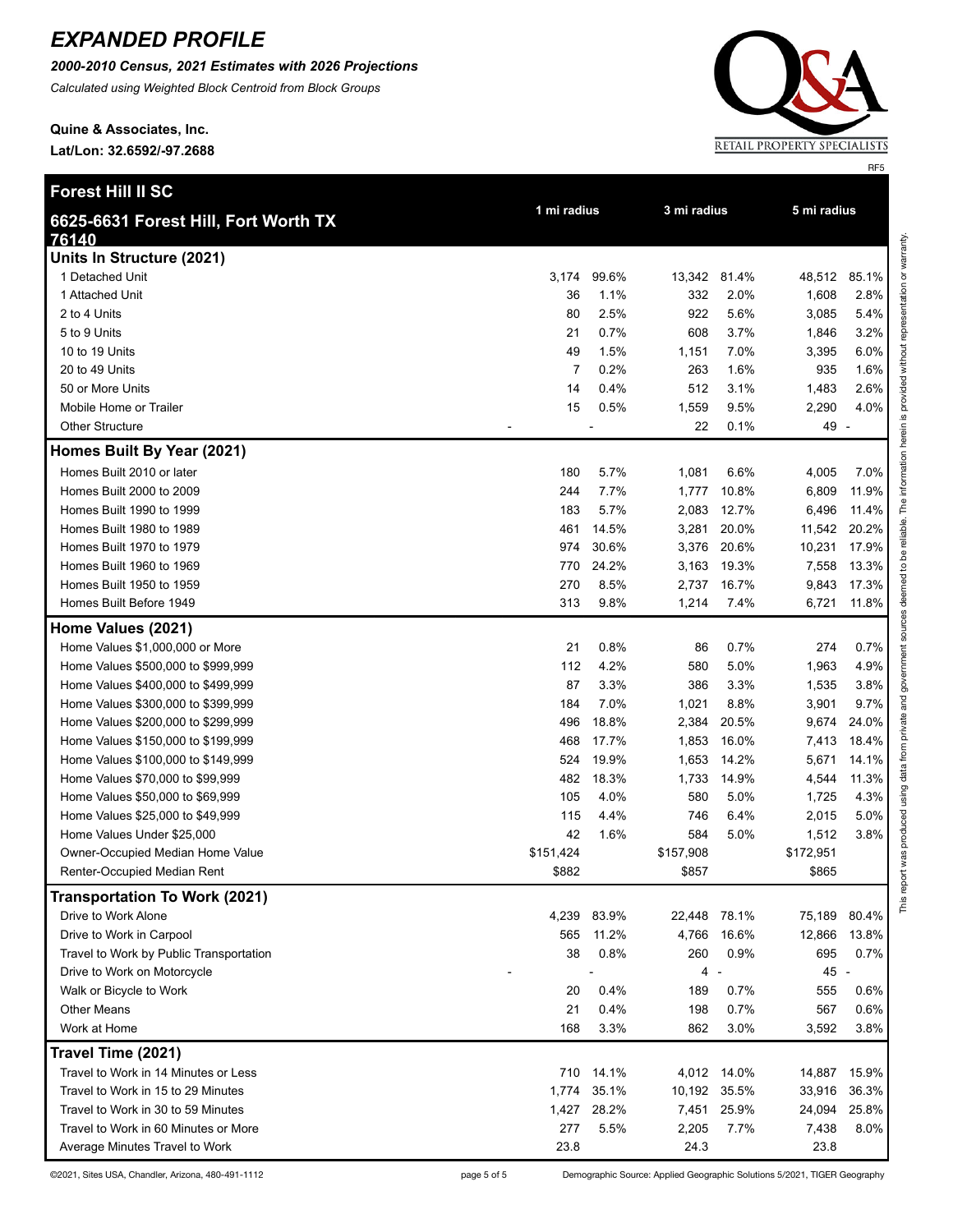# *EXPANDED PROFILE*

***2000-2010 Census, 2021 Estimates with 2026 Projections***

*Calculated using Weighted Block Centroid from Block Groups*

**Quine & Associates, Inc.**

**Lat/Lon: 32.6592/-97.2688**

RF5

## Forest Hill II SC

### 6625-6631 Forest Hill, Fort Worth TX 76140

| | 1 mi radius | | 3 mi radius | | 5 mi radius | |
|---|---|---|---|---|---|---|
| **Units In Structure (2021)** | | | | | | |
| 1 Detached Unit | 3,174 | 99.6% | 13,342 | 81.4% | 48,512 | 85.1% |
| 1 Attached Unit | 36 | 1.1% | 332 | 2.0% | 1,608 | 2.8% |
| 2 to 4 Units | 80 | 2.5% | 922 | 5.6% | 3,085 | 5.4% |
| 5 to 9 Units | 21 | 0.7% | 608 | 3.7% | 1,846 | 3.2% |
| 10 to 19 Units | 49 | 1.5% | 1,151 | 7.0% | 3,395 | 6.0% |
| 20 to 49 Units | 7 | 0.2% | 263 | 1.6% | 935 | 1.6% |
| 50 or More Units | 14 | 0.4% | 512 | 3.1% | 1,483 | 2.6% |
| Mobile Home or Trailer | 15 | 0.5% | 1,559 | 9.5% | 2,290 | 4.0% |
| Other Structure | - | - | 22 | 0.1% | 49 | - |
| **Homes Built By Year (2021)** | | | | | | |
| Homes Built 2010 or later | 180 | 5.7% | 1,081 | 6.6% | 4,005 | 7.0% |
| Homes Built 2000 to 2009 | 244 | 7.7% | 1,777 | 10.8% | 6,809 | 11.9% |
| Homes Built 1990 to 1999 | 183 | 5.7% | 2,083 | 12.7% | 6,496 | 11.4% |
| Homes Built 1980 to 1989 | 461 | 14.5% | 3,281 | 20.0% | 11,542 | 20.2% |
| Homes Built 1970 to 1979 | 974 | 30.6% | 3,376 | 20.6% | 10,231 | 17.9% |
| Homes Built 1960 to 1969 | 770 | 24.2% | 3,163 | 19.3% | 7,558 | 13.3% |
| Homes Built 1950 to 1959 | 270 | 8.5% | 2,737 | 16.7% | 9,843 | 17.3% |
| Homes Built Before 1949 | 313 | 9.8% | 1,214 | 7.4% | 6,721 | 11.8% |
| **Home Values (2021)** | | | | | | |
| Home Values $1,000,000 or More | 21 | 0.8% | 86 | 0.7% | 274 | 0.7% |
| Home Values $500,000 to $999,999 | 112 | 4.2% | 580 | 5.0% | 1,963 | 4.9% |
| Home Values $400,000 to $499,999 | 87 | 3.3% | 386 | 3.3% | 1,535 | 3.8% |
| Home Values $300,000 to $399,999 | 184 | 7.0% | 1,021 | 8.8% | 3,901 | 9.7% |
| Home Values $200,000 to $299,999 | 496 | 18.8% | 2,384 | 20.5% | 9,674 | 24.0% |
| Home Values $150,000 to $199,999 | 468 | 17.7% | 1,853 | 16.0% | 7,413 | 18.4% |
| Home Values $100,000 to $149,999 | 524 | 19.9% | 1,653 | 14.2% | 5,671 | 14.1% |
| Home Values $70,000 to $99,999 | 482 | 18.3% | 1,733 | 14.9% | 4,544 | 11.3% |
| Home Values $50,000 to $69,999 | 105 | 4.0% | 580 | 5.0% | 1,725 | 4.3% |
| Home Values $25,000 to $49,999 | 115 | 4.4% | 746 | 6.4% | 2,015 | 5.0% |
| Home Values Under $25,000 | 42 | 1.6% | 584 | 5.0% | 1,512 | 3.8% |
| Owner-Occupied Median Home Value | $151,424 | | $157,908 | | $172,951 | |
| Renter-Occupied Median Rent | $882 | | $857 | | $865 | |
| **Transportation To Work (2021)** | | | | | | |
| Drive to Work Alone | 4,239 | 83.9% | 22,448 | 78.1% | 75,189 | 80.4% |
| Drive to Work in Carpool | 565 | 11.2% | 4,766 | 16.6% | 12,866 | 13.8% |
| Travel to Work by Public Transportation | 38 | 0.8% | 260 | 0.9% | 695 | 0.7% |
| Drive to Work on Motorcycle | - | - | 4 | - | 45 | - |
| Walk or Bicycle to Work | 20 | 0.4% | 189 | 0.7% | 555 | 0.6% |
| Other Means | 21 | 0.4% | 198 | 0.7% | 567 | 0.6% |
| Work at Home | 168 | 3.3% | 862 | 3.0% | 3,592 | 3.8% |
| **Travel Time (2021)** | | | | | | |
| Travel to Work in 14 Minutes or Less | 710 | 14.1% | 4,012 | 14.0% | 14,887 | 15.9% |
| Travel to Work in 15 to 29 Minutes | 1,774 | 35.1% | 10,192 | 35.5% | 33,916 | 36.3% |
| Travel to Work in 30 to 59 Minutes | 1,427 | 28.2% | 7,451 | 25.9% | 24,094 | 25.8% |
| Travel to Work in 60 Minutes or More | 277 | 5.5% | 2,205 | 7.7% | 7,438 | 8.0% |
| Average Minutes Travel to Work | 23.8 | | 24.3 | | 23.8 | |

This report was produced using data from private and government sources deemed to be reliable. The information herein is provided without representation or warranty.

©2021, Sites USA, Chandler, Arizona, 480-491-1112

Demographic Source: Applied Geographic Solutions 5/2021, TIGER Geography